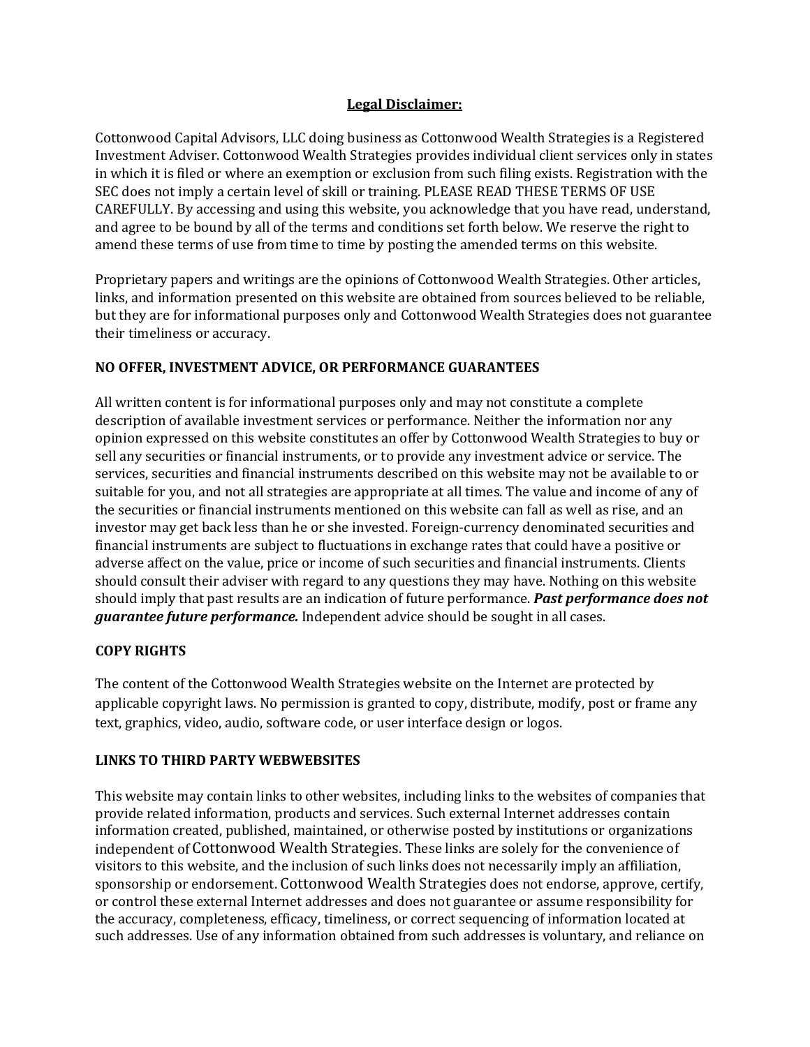## Legal Disclaimer:

Cottonwood Capital Advisors, LLC doing business as Cottonwood Wealth Strategies is a Registered Investment Adviser. Cottonwood Wealth Strategies provides individual client services only in states in which it is filed or where an exemption or exclusion from such filing exists. Registration with the SEC does not imply a certain level of skill or training. PLEASE READ THESE TERMS OF USE CAREFULLY. By accessing and using this website, you acknowledge that you have read, understand, and agree to be bound by all of the terms and conditions set forth below. We reserve the right to amend these terms of use from time to time by posting the amended terms on this website.

Proprietary papers and writings are the opinions of Cottonwood Wealth Strategies. Other articles, links, and information presented on this website are obtained from sources believed to be reliable, but they are for informational purposes only and Cottonwood Wealth Strategies does not guarantee their timeliness or accuracy.

### NO OFFER, INVESTMENT ADVICE, OR PERFORMANCE GUARANTEES

All written content is for informational purposes only and may not constitute a complete description of available investment services or performance. Neither the information nor any opinion expressed on this website constitutes an offer by Cottonwood Wealth Strategies to buy or sell any securities or financial instruments, or to provide any investment advice or service. The services, securities and financial instruments described on this website may not be available to or suitable for you, and not all strategies are appropriate at all times. The value and income of any of the securities or financial instruments mentioned on this website can fall as well as rise, and an investor may get back less than he or she invested. Foreign-currency denominated securities and financial instruments are subject to fluctuations in exchange rates that could have a positive or adverse affect on the value, price or income of such securities and financial instruments. Clients should consult their adviser with regard to any questions they may have. Nothing on this website should imply that past results are an indication of future performance. ***Past performance does not guarantee future performance.*** Independent advice should be sought in all cases.

### COPY RIGHTS

The content of the Cottonwood Wealth Strategies website on the Internet are protected by applicable copyright laws. No permission is granted to copy, distribute, modify, post or frame any text, graphics, video, audio, software code, or user interface design or logos.

### LINKS TO THIRD PARTY WEBWEBSITES

This website may contain links to other websites, including links to the websites of companies that provide related information, products and services. Such external Internet addresses contain information created, published, maintained, or otherwise posted by institutions or organizations independent of Cottonwood Wealth Strategies. These links are solely for the convenience of visitors to this website, and the inclusion of such links does not necessarily imply an affiliation, sponsorship or endorsement. Cottonwood Wealth Strategies does not endorse, approve, certify, or control these external Internet addresses and does not guarantee or assume responsibility for the accuracy, completeness, efficacy, timeliness, or correct sequencing of information located at such addresses. Use of any information obtained from such addresses is voluntary, and reliance on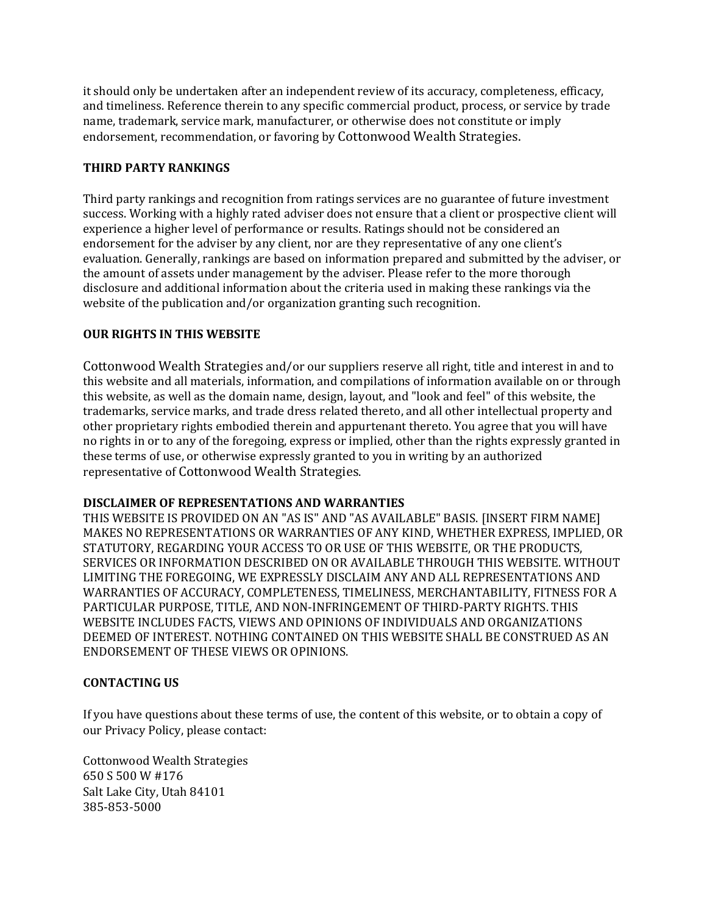it should only be undertaken after an independent review of its accuracy, completeness, efficacy, and timeliness. Reference therein to any specific commercial product, process, or service by trade name, trademark, service mark, manufacturer, or otherwise does not constitute or imply endorsement, recommendation, or favoring by Cottonwood Wealth Strategies.

**THIRD PARTY RANKINGS**

Third party rankings and recognition from ratings services are no guarantee of future investment success. Working with a highly rated adviser does not ensure that a client or prospective client will experience a higher level of performance or results. Ratings should not be considered an endorsement for the adviser by any client, nor are they representative of any one client's evaluation. Generally, rankings are based on information prepared and submitted by the adviser, or the amount of assets under management by the adviser. Please refer to the more thorough disclosure and additional information about the criteria used in making these rankings via the website of the publication and/or organization granting such recognition.

**OUR RIGHTS IN THIS WEBSITE**

Cottonwood Wealth Strategies and/or our suppliers reserve all right, title and interest in and to this website and all materials, information, and compilations of information available on or through this website, as well as the domain name, design, layout, and "look and feel" of this website, the trademarks, service marks, and trade dress related thereto, and all other intellectual property and other proprietary rights embodied therein and appurtenant thereto. You agree that you will have no rights in or to any of the foregoing, express or implied, other than the rights expressly granted in these terms of use, or otherwise expressly granted to you in writing by an authorized representative of Cottonwood Wealth Strategies.

**DISCLAIMER OF REPRESENTATIONS AND WARRANTIES**

THIS WEBSITE IS PROVIDED ON AN "AS IS" AND "AS AVAILABLE" BASIS. [INSERT FIRM NAME] MAKES NO REPRESENTATIONS OR WARRANTIES OF ANY KIND, WHETHER EXPRESS, IMPLIED, OR STATUTORY, REGARDING YOUR ACCESS TO OR USE OF THIS WEBSITE, OR THE PRODUCTS, SERVICES OR INFORMATION DESCRIBED ON OR AVAILABLE THROUGH THIS WEBSITE. WITHOUT LIMITING THE FOREGOING, WE EXPRESSLY DISCLAIM ANY AND ALL REPRESENTATIONS AND WARRANTIES OF ACCURACY, COMPLETENESS, TIMELINESS, MERCHANTABILITY, FITNESS FOR A PARTICULAR PURPOSE, TITLE, AND NON-INFRINGEMENT OF THIRD-PARTY RIGHTS. THIS WEBSITE INCLUDES FACTS, VIEWS AND OPINIONS OF INDIVIDUALS AND ORGANIZATIONS DEEMED OF INTEREST. NOTHING CONTAINED ON THIS WEBSITE SHALL BE CONSTRUED AS AN ENDORSEMENT OF THESE VIEWS OR OPINIONS.

**CONTACTING US**

If you have questions about these terms of use, the content of this website, or to obtain a copy of our Privacy Policy, please contact:

Cottonwood Wealth Strategies
650 S 500 W #176
Salt Lake City, Utah 84101
385-853-5000